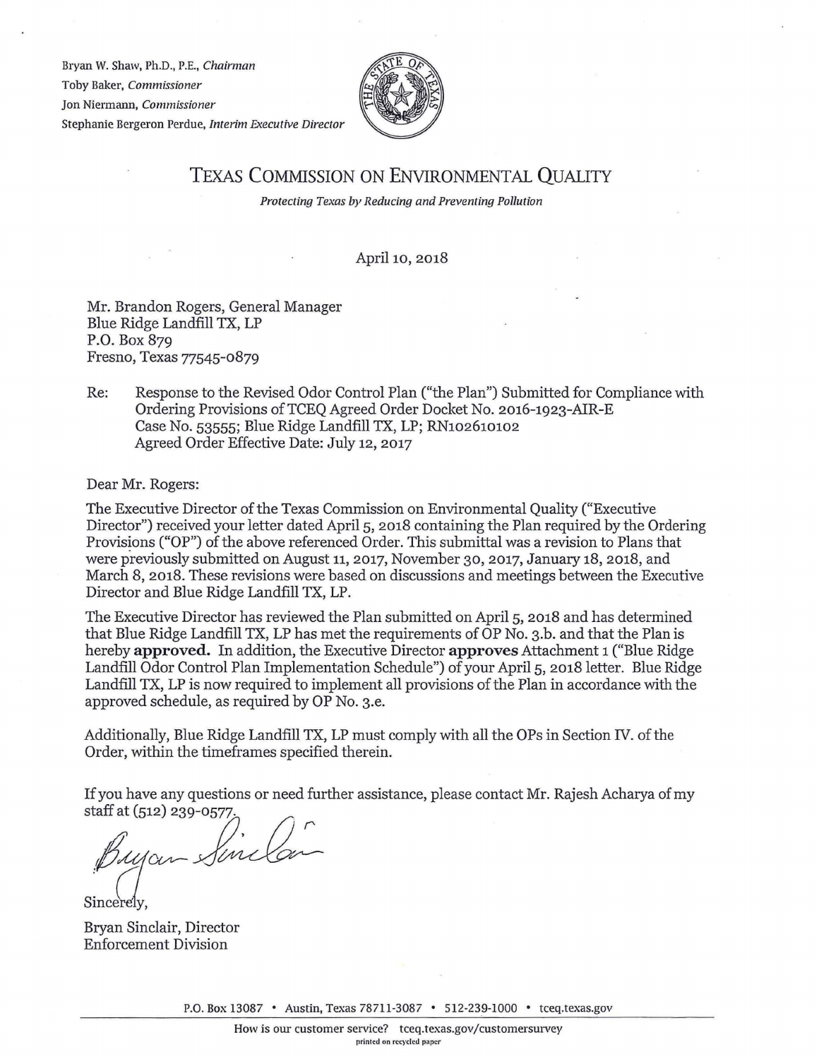Bryan W. Shaw, Ph.D., P.E., *Chairman*
Toby Baker, *Commissioner*
Jon Niermann, *Commissioner*
Stephanie Bergeron Perdue, *Interim Executive Director*

# TEXAS COMMISSION ON ENVIRONMENTAL QUALITY

*Protecting Texas by Reducing and Preventing Pollution*

April 10, 2018

Mr. Brandon Rogers, General Manager
Blue Ridge Landfill TX, LP
P.O. Box 879
Fresno, Texas 77545-0879

Re: Response to the Revised Odor Control Plan ("the Plan") Submitted for Compliance with Ordering Provisions of TCEQ Agreed Order Docket No. 2016-1923-AIR-E
Case No. 53555; Blue Ridge Landfill TX, LP; RN102610102
Agreed Order Effective Date: July 12, 2017

Dear Mr. Rogers:

The Executive Director of the Texas Commission on Environmental Quality ("Executive Director") received your letter dated April 5, 2018 containing the Plan required by the Ordering Provisions ("OP") of the above referenced Order. This submittal was a revision to Plans that were previously submitted on August 11, 2017, November 30, 2017, January 18, 2018, and March 8, 2018. These revisions were based on discussions and meetings between the Executive Director and Blue Ridge Landfill TX, LP.

The Executive Director has reviewed the Plan submitted on April 5, 2018 and has determined that Blue Ridge Landfill TX, LP has met the requirements of OP No. 3.b. and that the Plan is hereby **approved.** In addition, the Executive Director **approves** Attachment 1 ("Blue Ridge Landfill Odor Control Plan Implementation Schedule") of your April 5, 2018 letter. Blue Ridge Landfill TX, LP is now required to implement all provisions of the Plan in accordance with the approved schedule, as required by OP No. 3.e.

Additionally, Blue Ridge Landfill TX, LP must comply with all the OPs in Section IV. of the Order, within the timeframes specified therein.

If you have any questions or need further assistance, please contact Mr. Rajesh Acharya of my staff at (512) 239-0577.

Sincerely,

Bryan Sinclair, Director
Enforcement Division

P.O. Box 13087 • Austin, Texas 78711-3087 • 512-239-1000 • tceq.texas.gov

How is our customer service? tceq.texas.gov/customersurvey
printed on recycled paper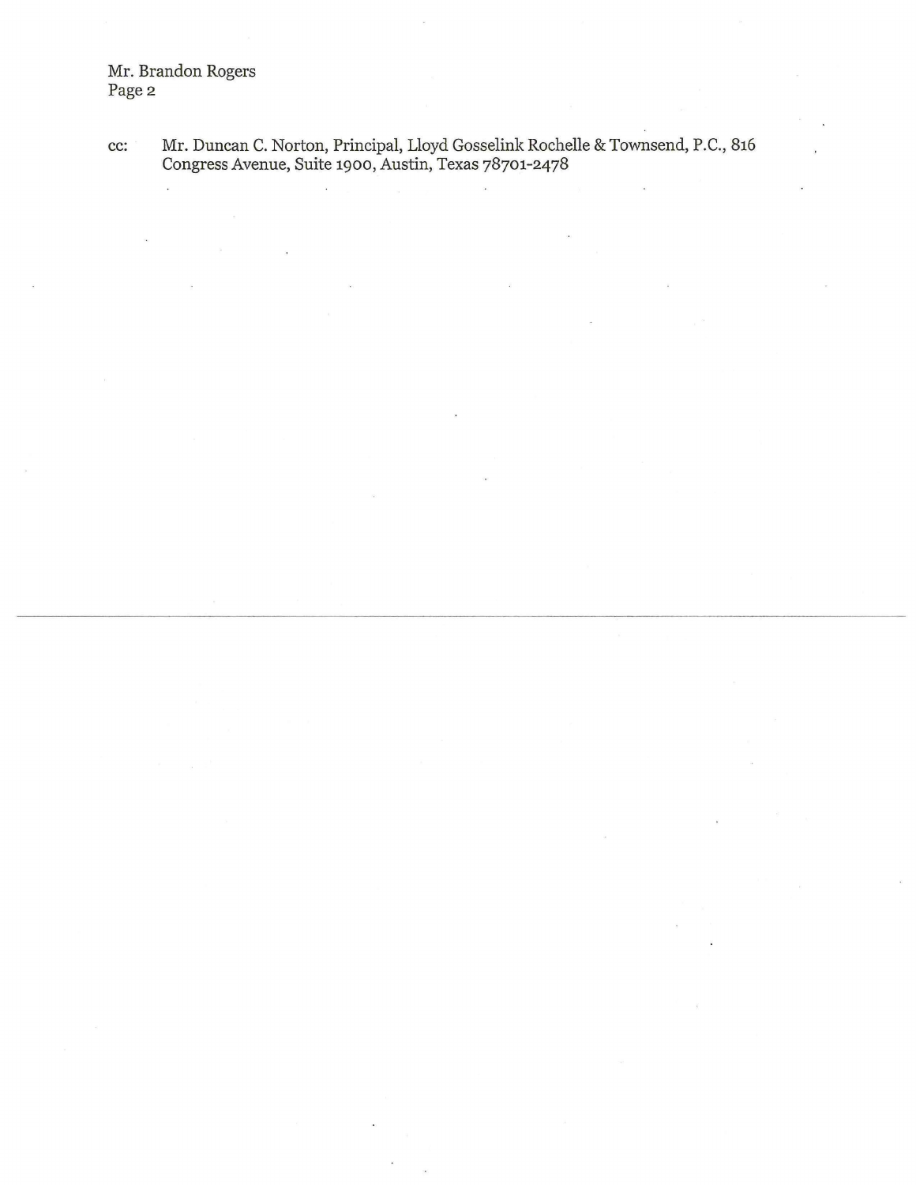cc: Mr. Duncan C. Norton, Principal, Lloyd Gosselink Rochelle & Townsend, P.C., 816 Congress Avenue, Suite 1900, Austin, Texas 78701-2478